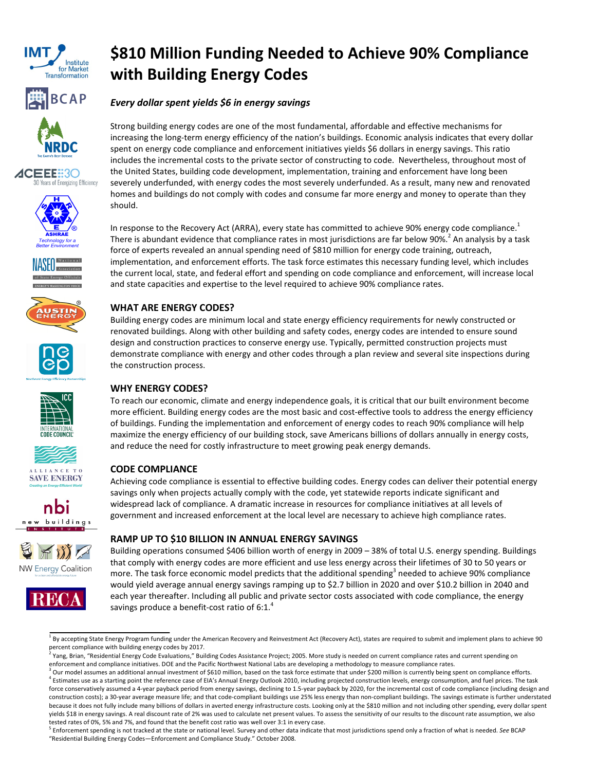# $810 Million Funding Needed to Achieve 90% Compliance with Building Energy Codes

***Every dollar spent yields $6 in energy savings***

Strong building energy codes are one of the most fundamental, affordable and effective mechanisms for increasing the long-term energy efficiency of the nation's buildings. Economic analysis indicates that every dollar spent on energy code compliance and enforcement initiatives yields $6 dollars in energy savings. This ratio includes the incremental costs to the private sector of constructing to code. Nevertheless, throughout most of the United States, building code development, implementation, training and enforcement have long been severely underfunded, with energy codes the most severely underfunded. As a result, many new and renovated homes and buildings do not comply with codes and consume far more energy and money to operate than they should.

In response to the Recovery Act (ARRA), every state has committed to achieve 90% energy code compliance.[1] There is abundant evidence that compliance rates in most jurisdictions are far below 90%.[2] An analysis by a task force of experts revealed an annual spending need of $810 million for energy code training, outreach, implementation, and enforcement efforts. The task force estimates this necessary funding level, which includes the current local, state, and federal effort and spending on code compliance and enforcement, will increase local and state capacities and expertise to the level required to achieve 90% compliance rates.

## WHAT ARE ENERGY CODES?

Building energy codes are minimum local and state energy efficiency requirements for newly constructed or renovated buildings. Along with other building and safety codes, energy codes are intended to ensure sound design and construction practices to conserve energy use. Typically, permitted construction projects must demonstrate compliance with energy and other codes through a plan review and several site inspections during the construction process.

## WHY ENERGY CODES?

To reach our economic, climate and energy independence goals, it is critical that our built environment become more efficient. Building energy codes are the most basic and cost-effective tools to address the energy efficiency of buildings. Funding the implementation and enforcement of energy codes to reach 90% compliance will help maximize the energy efficiency of our building stock, save Americans billions of dollars annually in energy costs, and reduce the need for costly infrastructure to meet growing peak energy demands.

## CODE COMPLIANCE

Achieving code compliance is essential to effective building codes. Energy codes can deliver their potential energy savings only when projects actually comply with the code, yet statewide reports indicate significant and widespread lack of compliance. A dramatic increase in resources for compliance initiatives at all levels of government and increased enforcement at the local level are necessary to achieve high compliance rates.

## RAMP UP TO $10 BILLION IN ANNUAL ENERGY SAVINGS

Building operations consumed $406 billion worth of energy in 2009 – 38% of total U.S. energy spending. Buildings that comply with energy codes are more efficient and use less energy across their lifetimes of 30 to 50 years or more. The task force economic model predicts that the additional spending[3] needed to achieve 90% compliance would yield average annual energy savings ramping up to $2.7 billion in 2020 and over $10.2 billion in 2040 and each year thereafter. Including all public and private sector costs associated with code compliance, the energy savings produce a benefit-cost ratio of 6:1.[4]

---

[1] By accepting State Energy Program funding under the American Recovery and Reinvestment Act (Recovery Act), states are required to submit and implement plans to achieve 90 percent compliance with building energy codes by 2017.

[2] Yang, Brian, "Residential Energy Code Evaluations," Building Codes Assistance Project; 2005. More study is needed on current compliance rates and current spending on enforcement and compliance initiatives. DOE and the Pacific Northwest National Labs are developing a methodology to measure compliance rates.

[3] Our model assumes an additional annual investment of $610 million, based on the task force estimate that under $200 million is currently being spent on compliance efforts.

[4] Estimates use as a starting point the reference case of EIA's Annual Energy Outlook 2010, including projected construction levels, energy consumption, and fuel prices. The task force conservatively assumed a 4-year payback period from energy savings, declining to 1.5-year payback by 2020, for the incremental cost of code compliance (including design and construction costs); a 30-year average measure life; and that code-compliant buildings use 25% less energy than non-compliant buildings. The savings estimate is further understated because it does not fully include many billions of dollars in averted energy infrastructure costs. Looking only at the $810 million and not including other spending, every dollar spent yields $18 in energy savings. A real discount rate of 2% was used to calculate net present values. To assess the sensitivity of our results to the discount rate assumption, we also tested rates of 0%, 5% and 7%, and found that the benefit cost ratio was well over 3:1 in every case.

[5] Enforcement spending is not tracked at the state or national level. Survey and other data indicate that most jurisdictions spend only a fraction of what is needed. *See* BCAP "Residential Building Energy Codes—Enforcement and Compliance Study." October 2008.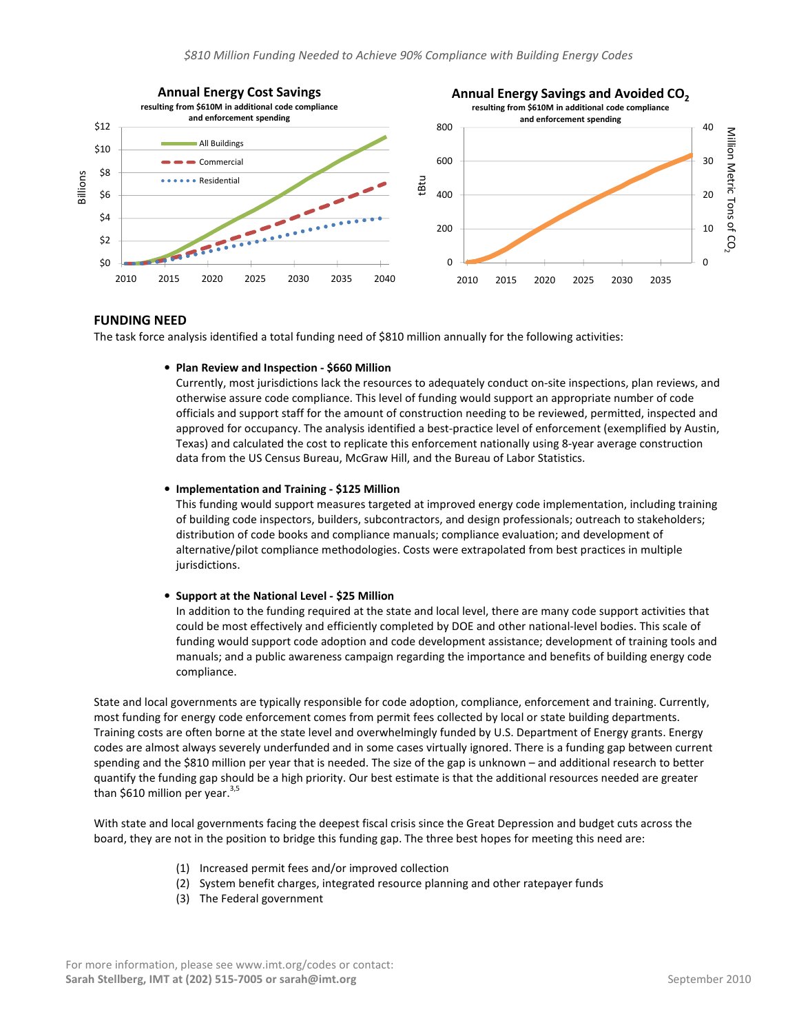*$810 Million Funding Needed to Achieve 90% Compliance with Building Energy Codes*

**Annual Energy Cost Savings**

resulting from $610M in additional code compliance and enforcement spending

Billions

$12
$10
$8
$6
$4
$2
$0

2010 2015 2020 2025 2030 2035 2040

All Buildings
Commercial
Residential

**Annual Energy Savings and Avoided $CO_2$**

resulting from $610M in additional code compliance and enforcement spending

tBtu

800
600
400
200
0

2010 2015 2020 2025 2030 2035

Million Metric Tons of $CO_2$

40
30
20
10
0

## FUNDING NEED

The task force analysis identified a total funding need of $810 million annually for the following activities:

- **Plan Review and Inspection - $660 Million**
  Currently, most jurisdictions lack the resources to adequately conduct on-site inspections, plan reviews, and otherwise assure code compliance. This level of funding would support an appropriate number of code officials and support staff for the amount of construction needing to be reviewed, permitted, inspected and approved for occupancy. The analysis identified a best-practice level of enforcement (exemplified by Austin, Texas) and calculated the cost to replicate this enforcement nationally using 8-year average construction data from the US Census Bureau, McGraw Hill, and the Bureau of Labor Statistics.

- **Implementation and Training - $125 Million**
  This funding would support measures targeted at improved energy code implementation, including training of building code inspectors, builders, subcontractors, and design professionals; outreach to stakeholders; distribution of code books and compliance manuals; compliance evaluation; and development of alternative/pilot compliance methodologies. Costs were extrapolated from best practices in multiple jurisdictions.

- **Support at the National Level - $25 Million**
  In addition to the funding required at the state and local level, there are many code support activities that could be most effectively and efficiently completed by DOE and other national-level bodies. This scale of funding would support code adoption and code development assistance; development of training tools and manuals; and a public awareness campaign regarding the importance and benefits of building energy code compliance.

State and local governments are typically responsible for code adoption, compliance, enforcement and training. Currently, most funding for energy code enforcement comes from permit fees collected by local or state building departments. Training costs are often borne at the state level and overwhelmingly funded by U.S. Department of Energy grants. Energy codes are almost always severely underfunded and in some cases virtually ignored. There is a funding gap between current spending and the $810 million per year that is needed. The size of the gap is unknown – and additional research to better quantify the funding gap should be a high priority. Our best estimate is that the additional resources needed are greater than $610 million per year.[3,5]

With state and local governments facing the deepest fiscal crisis since the Great Depression and budget cuts across the board, they are not in the position to bridge this funding gap. The three best hopes for meeting this need are:

(1) Increased permit fees and/or improved collection
(2) System benefit charges, integrated resource planning and other ratepayer funds
(3) The Federal government

For more information, please see www.imt.org/codes or contact:
**Sarah Stellberg, IMT at (202) 515-7005 or sarah@imt.org**

September 2010